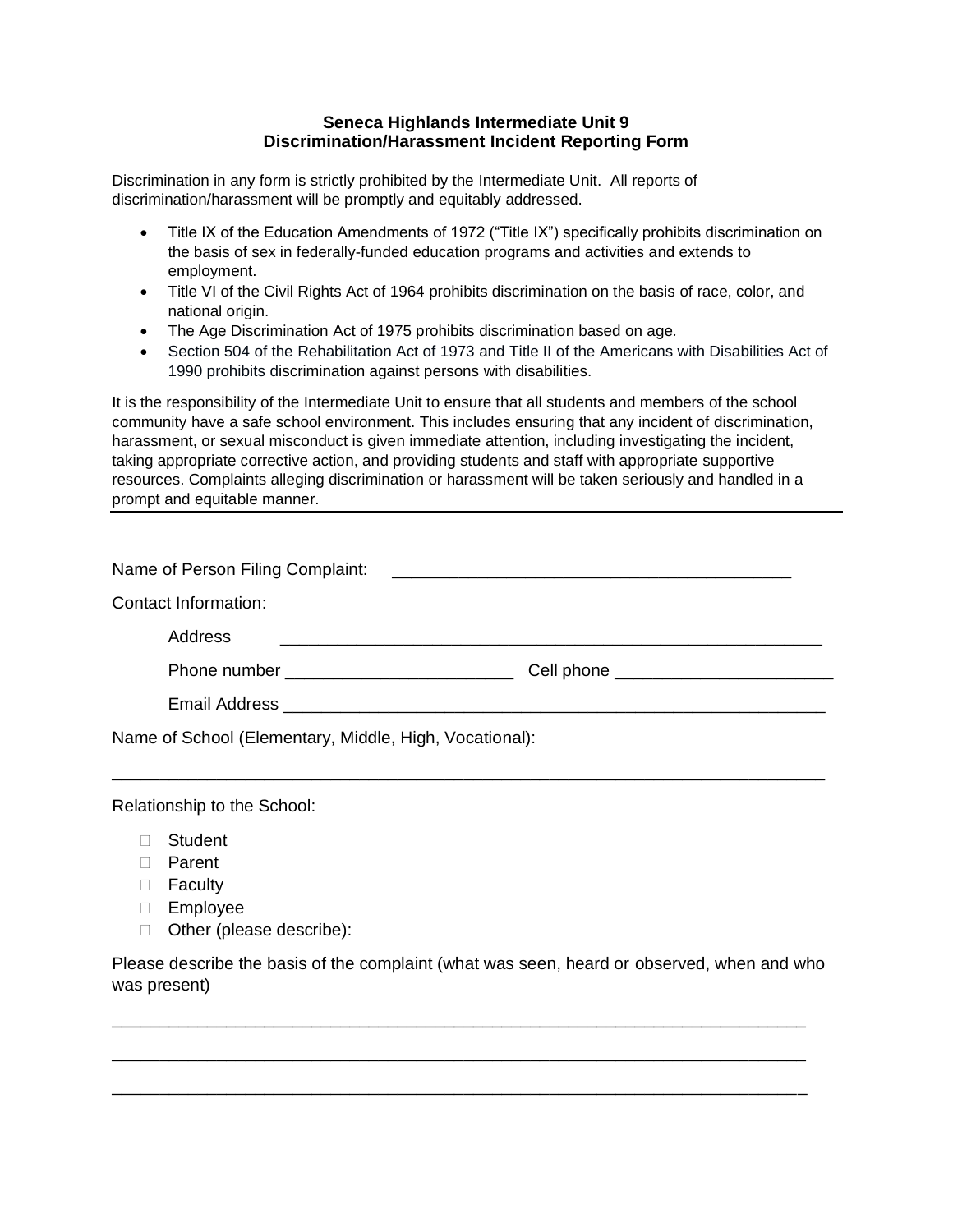**Seneca Highlands Intermediate Unit 9**
**Discrimination/Harassment Incident Reporting Form**

Discrimination in any form is strictly prohibited by the Intermediate Unit. All reports of discrimination/harassment will be promptly and equitably addressed.

- Title IX of the Education Amendments of 1972 ("Title IX") specifically prohibits discrimination on the basis of sex in federally-funded education programs and activities and extends to employment.
- Title VI of the Civil Rights Act of 1964 prohibits discrimination on the basis of race, color, and national origin.
- The Age Discrimination Act of 1975 prohibits discrimination based on age.
- Section 504 of the Rehabilitation Act of 1973 and Title II of the Americans with Disabilities Act of 1990 prohibits discrimination against persons with disabilities.

It is the responsibility of the Intermediate Unit to ensure that all students and members of the school community have a safe school environment. This includes ensuring that any incident of discrimination, harassment, or sexual misconduct is given immediate attention, including investigating the incident, taking appropriate corrective action, and providing students and staff with appropriate supportive resources. Complaints alleging discrimination or harassment will be taken seriously and handled in a prompt and equitable manner.

---

Name of Person Filing Complaint: ____________________________________________

Contact Information:

Address ____________________________________________________________

Phone number ________________________ Cell phone _______________________

Email Address ______________________________________________________________

Name of School (Elementary, Middle, High, Vocational):

_______________________________________________________________________________

Relationship to the School:

- ☐ Student
- ☐ Parent
- ☐ Faculty
- ☐ Employee
- ☐ Other (please describe):

Please describe the basis of the complaint (what was seen, heard or observed, when and who was present)

_____________________________________________________________________________

_____________________________________________________________________________

_____________________________________________________________________________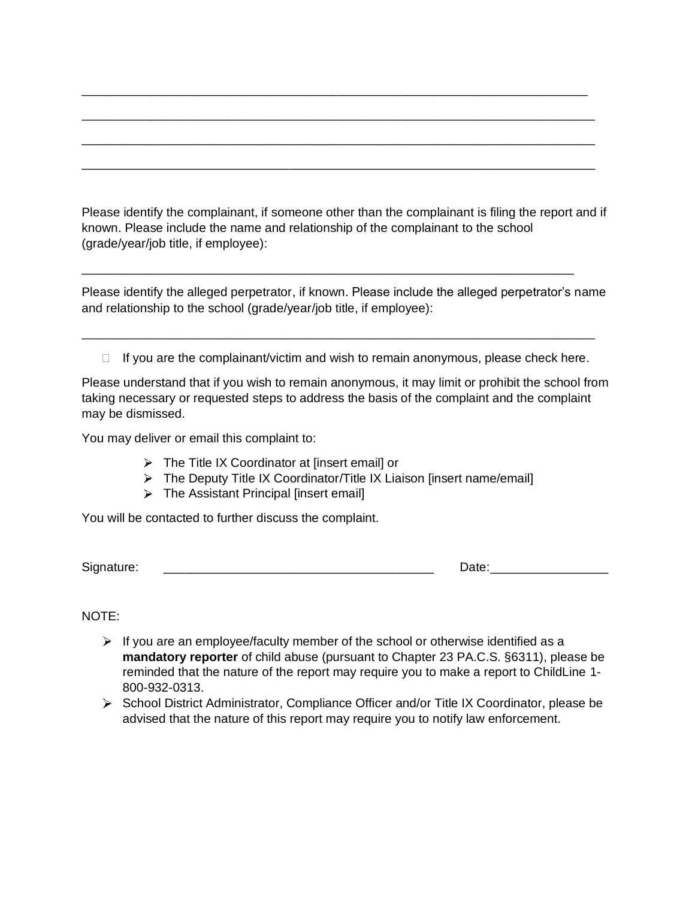\_\_\_\_\_\_\_\_\_\_\_\_\_\_\_\_\_\_\_\_\_\_\_\_\_\_\_\_\_\_\_\_\_\_\_\_\_\_\_\_\_\_\_\_\_\_\_\_\_\_\_\_\_\_\_\_\_\_\_\_\_\_\_\_\_\_\_\_\_\_

\_\_\_\_\_\_\_\_\_\_\_\_\_\_\_\_\_\_\_\_\_\_\_\_\_\_\_\_\_\_\_\_\_\_\_\_\_\_\_\_\_\_\_\_\_\_\_\_\_\_\_\_\_\_\_\_\_\_\_\_\_\_\_\_\_\_\_\_\_\_\_

\_\_\_\_\_\_\_\_\_\_\_\_\_\_\_\_\_\_\_\_\_\_\_\_\_\_\_\_\_\_\_\_\_\_\_\_\_\_\_\_\_\_\_\_\_\_\_\_\_\_\_\_\_\_\_\_\_\_\_\_\_\_\_\_\_\_\_\_\_\_\_

\_\_\_\_\_\_\_\_\_\_\_\_\_\_\_\_\_\_\_\_\_\_\_\_\_\_\_\_\_\_\_\_\_\_\_\_\_\_\_\_\_\_\_\_\_\_\_\_\_\_\_\_\_\_\_\_\_\_\_\_\_\_\_\_\_\_\_\_\_\_\_

Please identify the complainant, if someone other than the complainant is filing the report and if known. Please include the name and relationship of the complainant to the school (grade/year/job title, if employee):

\_\_\_\_\_\_\_\_\_\_\_\_\_\_\_\_\_\_\_\_\_\_\_\_\_\_\_\_\_\_\_\_\_\_\_\_\_\_\_\_\_\_\_\_\_\_\_\_\_\_\_\_\_\_\_\_\_\_\_\_\_\_\_\_\_\_\_\_

Please identify the alleged perpetrator, if known. Please include the alleged perpetrator's name and relationship to the school (grade/year/job title, if employee):

\_\_\_\_\_\_\_\_\_\_\_\_\_\_\_\_\_\_\_\_\_\_\_\_\_\_\_\_\_\_\_\_\_\_\_\_\_\_\_\_\_\_\_\_\_\_\_\_\_\_\_\_\_\_\_\_\_\_\_\_\_\_\_\_\_\_\_\_\_\_\_

- ☐ If you are the complainant/victim and wish to remain anonymous, please check here.

Please understand that if you wish to remain anonymous, it may limit or prohibit the school from taking necessary or requested steps to address the basis of the complaint and the complaint may be dismissed.

You may deliver or email this complaint to:

- The Title IX Coordinator at [insert email] or
- The Deputy Title IX Coordinator/Title IX Liaison [insert name/email]
- The Assistant Principal [insert email]

You will be contacted to further discuss the complaint.

Signature: \_\_\_\_\_\_\_\_\_\_\_\_\_\_\_\_\_\_\_\_\_\_\_\_\_\_\_\_\_\_\_\_\_\_\_\_\_\_ Date:\_\_\_\_\_\_\_\_\_\_\_\_\_\_\_\_\_

NOTE:

- If you are an employee/faculty member of the school or otherwise identified as a **mandatory reporter** of child abuse (pursuant to Chapter 23 PA.C.S. §6311), please be reminded that the nature of the report may require you to make a report to ChildLine 1-800-932-0313.
- School District Administrator, Compliance Officer and/or Title IX Coordinator, please be advised that the nature of this report may require you to notify law enforcement.